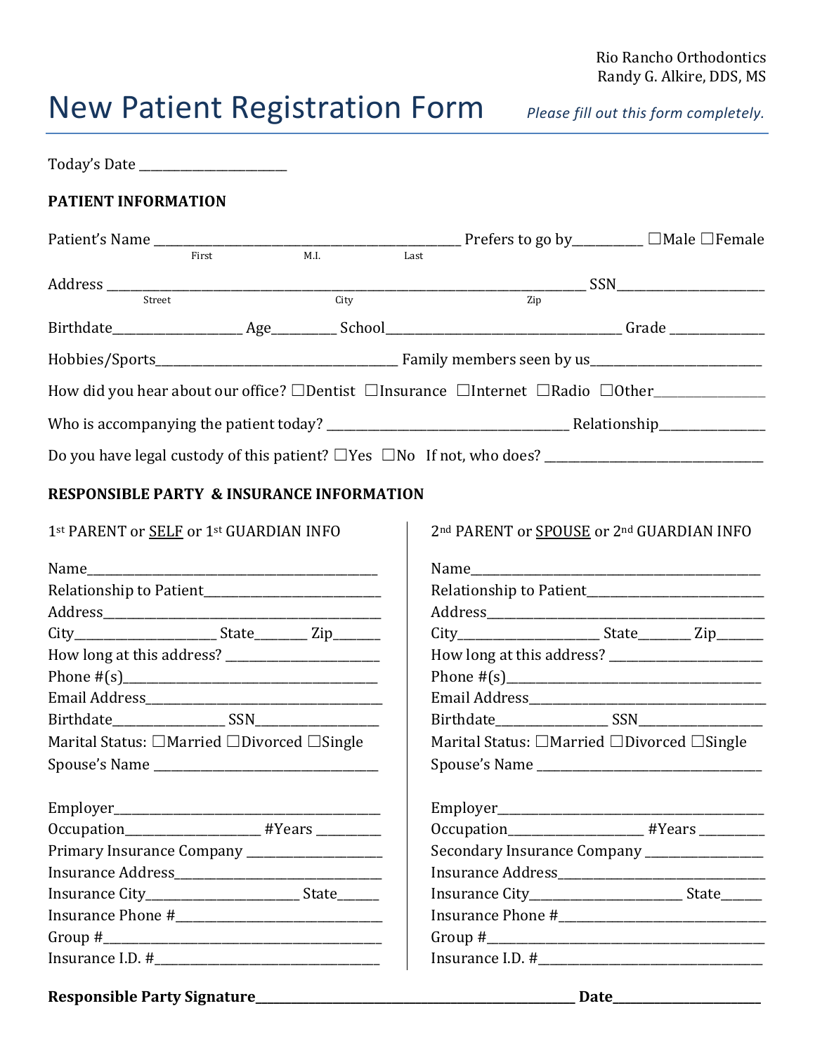Rio Rancho Orthodontics
Randy G. Alkire, DDS, MS

# New Patient Registration Form

*Please fill out this form completely.*

Today's Date ______________________

**PATIENT INFORMATION**

Patient's Name ____________________________________________ Prefers to go by__________ ☐Male ☐Female
First M.I. Last

Address ____________________________________________________________________________ SSN________________________
Street City Zip

Birthdate___________________ Age_________ School___________________________________ Grade ______________

Hobbies/Sports____________________________________ Family members seen by us_________________________

How did you hear about our office? ☐Dentist ☐Insurance ☐Internet ☐Radio ☐Other________________

Who is accompanying the patient today? ____________________________________ Relationship________________

Do you have legal custody of this patient? ☐Yes ☐No If not, who does? _________________________________

**RESPONSIBLE PARTY & INSURANCE INFORMATION**

1st PARENT or SELF or 1st GUARDIAN INFO

Name_____________________________________________
Relationship to Patient___________________________
Address__________________________________________
City_____________________ State________ Zip_______
How long at this address? _______________________
Phone #(s)_______________________________________
Email Address____________________________________
Birthdate_________________ SSN__________________
Marital Status: ☐Married ☐Divorced ☐Single
Spouse's Name ___________________________________

Employer_________________________________________
Occupation____________________ #Years _________
Primary Insurance Company ___________________
Insurance Address_______________________________
Insurance City_______________________ State______
Insurance Phone #_______________________________
Group #_________________________________________
Insurance I.D. #________________________________

2nd PARENT or SPOUSE or 2nd GUARDIAN INFO

Name_____________________________________________
Relationship to Patient___________________________
Address__________________________________________
City_____________________ State________ Zip_______
How long at this address? _______________________
Phone #(s)_______________________________________
Email Address____________________________________
Birthdate_________________ SSN__________________
Marital Status: ☐Married ☐Divorced ☐Single
Spouse's Name ___________________________________

Employer_________________________________________
Occupation____________________ #Years _________
Secondary Insurance Company _________________
Insurance Address_______________________________
Insurance City_______________________ State______
Insurance Phone #_______________________________
Group #_________________________________________
Insurance I.D. #________________________________

**Responsible Party Signature**________________________________________________ **Date**_______________________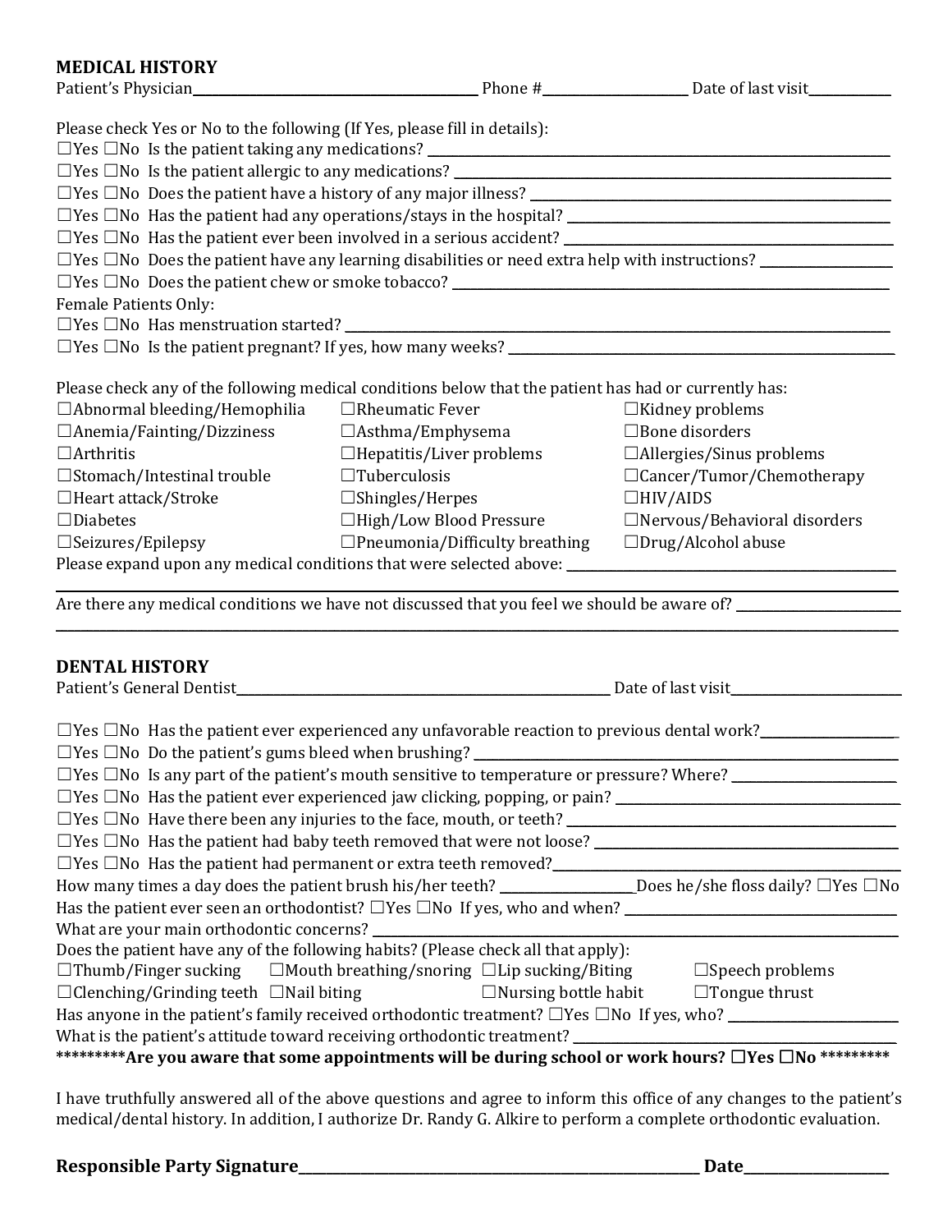## MEDICAL HISTORY

Patient's Physician_______________________________ Phone #________________ Date of last visit__________

Please check Yes or No to the following (If Yes, please fill in details):

☐Yes ☐No Is the patient taking any medications? ________________________________________________

☐Yes ☐No Is the patient allergic to any medications? _____________________________________________

☐Yes ☐No Does the patient have a history of any major illness? ____________________________________

☐Yes ☐No Has the patient had any operations/stays in the hospital? ________________________________

☐Yes ☐No Has the patient ever been involved in a serious accident? _______________________________

☐Yes ☐No Does the patient have any learning disabilities or need extra help with instructions? ___________

☐Yes ☐No Does the patient chew or smoke tobacco? _____________________________________________

Female Patients Only:

☐Yes ☐No Has menstruation started? __________________________________________________________

☐Yes ☐No Is the patient pregnant? If yes, how many weeks? ______________________________________

Please check any of the following medical conditions below that the patient has had or currently has:

| | | |
|---|---|---|
| ☐Abnormal bleeding/Hemophilia | ☐Rheumatic Fever | ☐Kidney problems |
| ☐Anemia/Fainting/Dizziness | ☐Asthma/Emphysema | ☐Bone disorders |
| ☐Arthritis | ☐Hepatitis/Liver problems | ☐Allergies/Sinus problems |
| ☐Stomach/Intestinal trouble | ☐Tuberculosis | ☐Cancer/Tumor/Chemotherapy |
| ☐Heart attack/Stroke | ☐Shingles/Herpes | ☐HIV/AIDS |
| ☐Diabetes | ☐High/Low Blood Pressure | ☐Nervous/Behavioral disorders |
| ☐Seizures/Epilepsy | ☐Pneumonia/Difficulty breathing | ☐Drug/Alcohol abuse |

Please expand upon any medical conditions that were selected above: ___________________________________

______________________________________________________________________________________________

Are there any medical conditions we have not discussed that you feel we should be aware of? ______________

______________________________________________________________________________________________

## DENTAL HISTORY

Patient's General Dentist__________________________________________ Date of last visit__________________

☐Yes ☐No Has the patient ever experienced any unfavorable reaction to previous dental work?______________

☐Yes ☐No Do the patient's gums bleed when brushing? ____________________________________________

☐Yes ☐No Is any part of the patient's mouth sensitive to temperature or pressure? Where? _________________

☐Yes ☐No Has the patient ever experienced jaw clicking, popping, or pain? ____________________________

☐Yes ☐No Have there been any injuries to the face, mouth, or teeth? _________________________________

☐Yes ☐No Has the patient had baby teeth removed that were not loose? ______________________________

☐Yes ☐No Has the patient had permanent or extra teeth removed?___________________________________

How many times a day does the patient brush his/her teeth? ______________Does he/she floss daily? ☐Yes ☐No

Has the patient ever seen an orthodontist? ☐Yes ☐No If yes, who and when? _________________________

What are your main orthodontic concerns? _______________________________________________________

Does the patient have any of the following habits? (Please check all that apply):

| | | | |
|---|---|---|---|
| ☐Thumb/Finger sucking | ☐Mouth breathing/snoring | ☐Lip sucking/Biting | ☐Speech problems |
| ☐Clenching/Grinding teeth | ☐Nail biting | ☐Nursing bottle habit | ☐Tongue thrust |

Has anyone in the patient's family received orthodontic treatment? ☐Yes ☐No If yes, who? _______________

What is the patient's attitude toward receiving orthodontic treatment? _________________________________

**\*\*\*\*\*\*\*\*\*Are you aware that some appointments will be during school or work hours? ☐Yes ☐No \*\*\*\*\*\*\*\*\***

I have truthfully answered all of the above questions and agree to inform this office of any changes to the patient's medical/dental history. In addition, I authorize Dr. Randy G. Alkire to perform a complete orthodontic evaluation.

**Responsible Party Signature**_______________________________________________ **Date**________________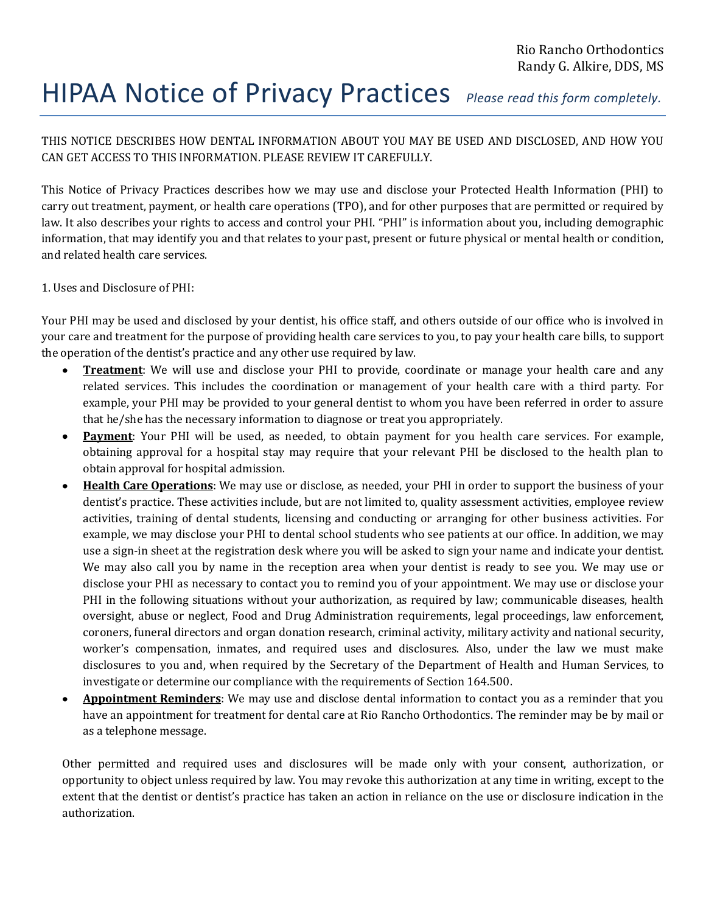Rio Rancho Orthodontics
Randy G. Alkire, DDS, MS

# HIPAA Notice of Privacy Practices *Please read this form completely.*

THIS NOTICE DESCRIBES HOW DENTAL INFORMATION ABOUT YOU MAY BE USED AND DISCLOSED, AND HOW YOU CAN GET ACCESS TO THIS INFORMATION. PLEASE REVIEW IT CAREFULLY.

This Notice of Privacy Practices describes how we may use and disclose your Protected Health Information (PHI) to carry out treatment, payment, or health care operations (TPO), and for other purposes that are permitted or required by law. It also describes your rights to access and control your PHI. "PHI" is information about you, including demographic information, that may identify you and that relates to your past, present or future physical or mental health or condition, and related health care services.

1. Uses and Disclosure of PHI:

Your PHI may be used and disclosed by your dentist, his office staff, and others outside of our office who is involved in your care and treatment for the purpose of providing health care services to you, to pay your health care bills, to support the operation of the dentist's practice and any other use required by law.

- **Treatment**: We will use and disclose your PHI to provide, coordinate or manage your health care and any related services. This includes the coordination or management of your health care with a third party. For example, your PHI may be provided to your general dentist to whom you have been referred in order to assure that he/she has the necessary information to diagnose or treat you appropriately.
- **Payment**: Your PHI will be used, as needed, to obtain payment for you health care services. For example, obtaining approval for a hospital stay may require that your relevant PHI be disclosed to the health plan to obtain approval for hospital admission.
- **Health Care Operations**: We may use or disclose, as needed, your PHI in order to support the business of your dentist's practice. These activities include, but are not limited to, quality assessment activities, employee review activities, training of dental students, licensing and conducting or arranging for other business activities. For example, we may disclose your PHI to dental school students who see patients at our office. In addition, we may use a sign-in sheet at the registration desk where you will be asked to sign your name and indicate your dentist. We may also call you by name in the reception area when your dentist is ready to see you. We may use or disclose your PHI as necessary to contact you to remind you of your appointment. We may use or disclose your PHI in the following situations without your authorization, as required by law; communicable diseases, health oversight, abuse or neglect, Food and Drug Administration requirements, legal proceedings, law enforcement, coroners, funeral directors and organ donation research, criminal activity, military activity and national security, worker's compensation, inmates, and required uses and disclosures. Also, under the law we must make disclosures to you and, when required by the Secretary of the Department of Health and Human Services, to investigate or determine our compliance with the requirements of Section 164.500.
- **Appointment Reminders**: We may use and disclose dental information to contact you as a reminder that you have an appointment for treatment for dental care at Rio Rancho Orthodontics. The reminder may be by mail or as a telephone message.

Other permitted and required uses and disclosures will be made only with your consent, authorization, or opportunity to object unless required by law. You may revoke this authorization at any time in writing, except to the extent that the dentist or dentist's practice has taken an action in reliance on the use or disclosure indication in the authorization.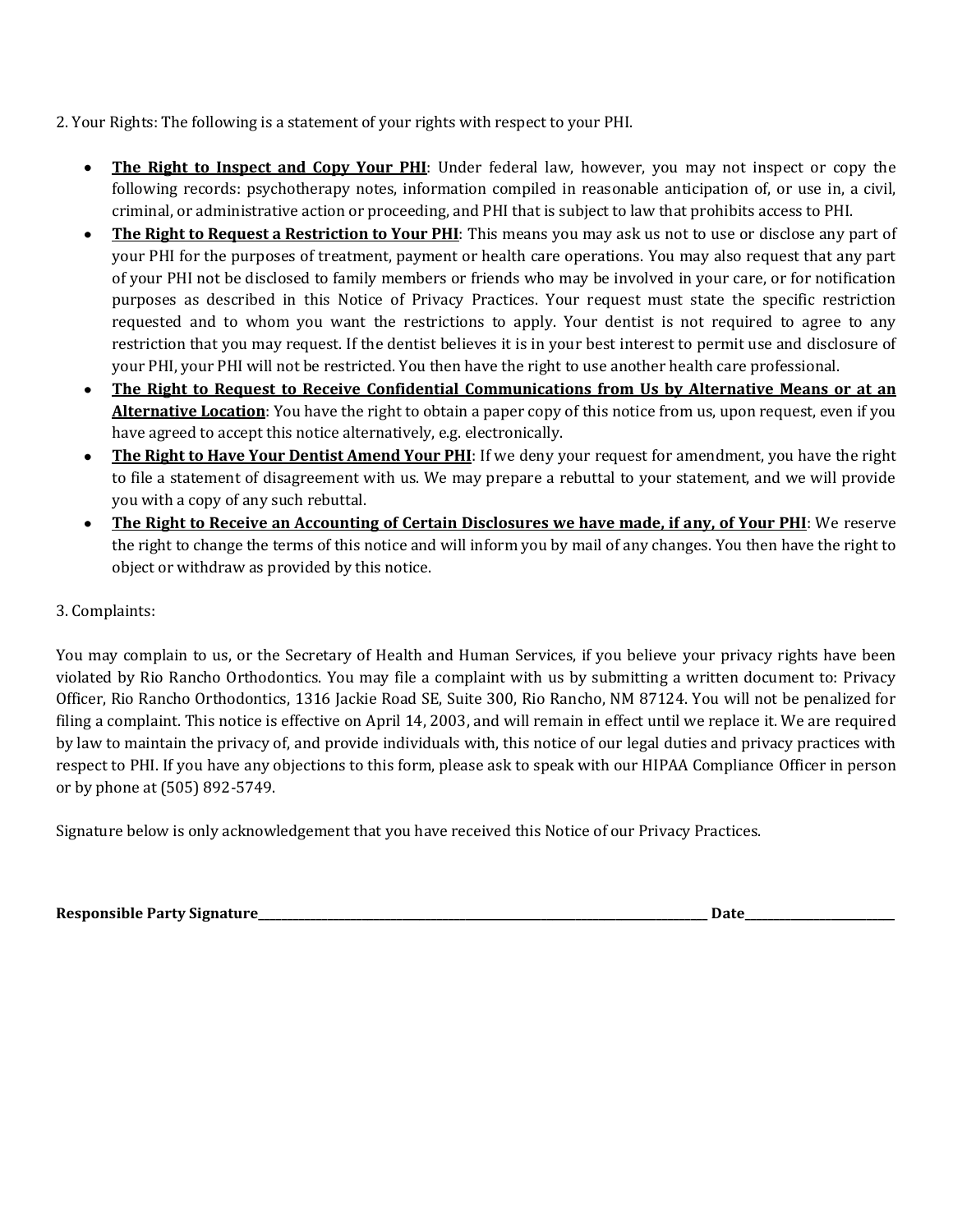2. Your Rights: The following is a statement of your rights with respect to your PHI.

- **The Right to Inspect and Copy Your PHI**: Under federal law, however, you may not inspect or copy the following records: psychotherapy notes, information compiled in reasonable anticipation of, or use in, a civil, criminal, or administrative action or proceeding, and PHI that is subject to law that prohibits access to PHI.
- **The Right to Request a Restriction to Your PHI**: This means you may ask us not to use or disclose any part of your PHI for the purposes of treatment, payment or health care operations. You may also request that any part of your PHI not be disclosed to family members or friends who may be involved in your care, or for notification purposes as described in this Notice of Privacy Practices. Your request must state the specific restriction requested and to whom you want the restrictions to apply. Your dentist is not required to agree to any restriction that you may request. If the dentist believes it is in your best interest to permit use and disclosure of your PHI, your PHI will not be restricted. You then have the right to use another health care professional.
- **The Right to Request to Receive Confidential Communications from Us by Alternative Means or at an Alternative Location**: You have the right to obtain a paper copy of this notice from us, upon request, even if you have agreed to accept this notice alternatively, e.g. electronically.
- **The Right to Have Your Dentist Amend Your PHI**: If we deny your request for amendment, you have the right to file a statement of disagreement with us. We may prepare a rebuttal to your statement, and we will provide you with a copy of any such rebuttal.
- **The Right to Receive an Accounting of Certain Disclosures we have made, if any, of Your PHI**: We reserve the right to change the terms of this notice and will inform you by mail of any changes. You then have the right to object or withdraw as provided by this notice.

3. Complaints:

You may complain to us, or the Secretary of Health and Human Services, if you believe your privacy rights have been violated by Rio Rancho Orthodontics. You may file a complaint with us by submitting a written document to: Privacy Officer, Rio Rancho Orthodontics, 1316 Jackie Road SE, Suite 300, Rio Rancho, NM 87124. You will not be penalized for filing a complaint. This notice is effective on April 14, 2003, and will remain in effect until we replace it. We are required by law to maintain the privacy of, and provide individuals with, this notice of our legal duties and privacy practices with respect to PHI. If you have any objections to this form, please ask to speak with our HIPAA Compliance Officer in person or by phone at (505) 892-5749.

Signature below is only acknowledgement that you have received this Notice of our Privacy Practices.

**Responsible Party Signature**______________________________________________ **Date**________________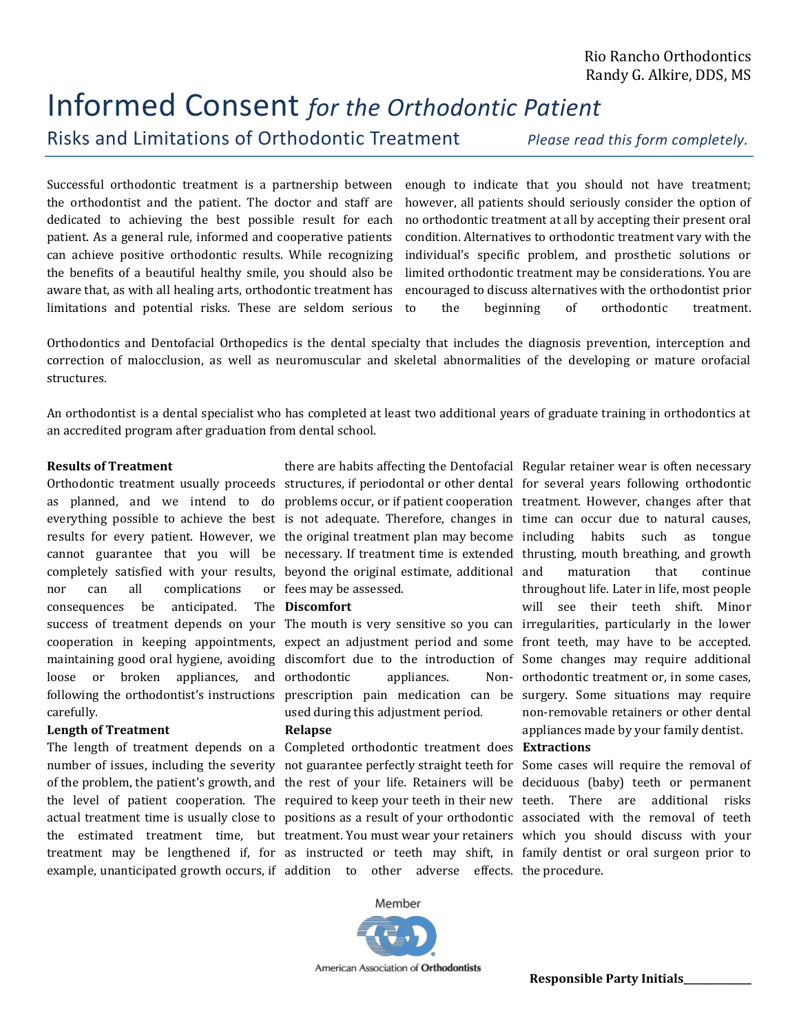Rio Rancho Orthodontics
Randy G. Alkire, DDS, MS

# Informed Consent *for the Orthodontic Patient*

## Risks and Limitations of Orthodontic Treatment

*Please read this form completely.*

Successful orthodontic treatment is a partnership between the orthodontist and the patient. The doctor and staff are dedicated to achieving the best possible result for each patient. As a general rule, informed and cooperative patients can achieve positive orthodontic results. While recognizing the benefits of a beautiful healthy smile, you should also be aware that, as with all healing arts, orthodontic treatment has limitations and potential risks. These are seldom serious enough to indicate that you should not have treatment; however, all patients should seriously consider the option of no orthodontic treatment at all by accepting their present oral condition. Alternatives to orthodontic treatment vary with the individual's specific problem, and prosthetic solutions or limited orthodontic treatment may be considerations. You are encouraged to discuss alternatives with the orthodontist prior to the beginning of orthodontic treatment.

Orthodontics and Dentofacial Orthopedics is the dental specialty that includes the diagnosis prevention, interception and correction of malocclusion, as well as neuromuscular and skeletal abnormalities of the developing or mature orofacial structures.

An orthodontist is a dental specialist who has completed at least two additional years of graduate training in orthodontics at an accredited program after graduation from dental school.

**Results of Treatment**

Orthodontic treatment usually proceeds as planned, and we intend to do everything possible to achieve the best results for every patient. However, we cannot guarantee that you will be completely satisfied with your results, nor can all complications or consequences be anticipated. The success of treatment depends on your cooperation in keeping appointments, maintaining good oral hygiene, avoiding loose or broken appliances, and following the orthodontist's instructions carefully.

**Length of Treatment**

The length of treatment depends on a number of issues, including the severity of the problem, the patient's growth, and the level of patient cooperation. The actual treatment time is usually close to the estimated treatment time, but treatment may be lengthened if, for example, unanticipated growth occurs, if there are habits affecting the Dentofacial structures, if periodontal or other dental problems occur, or if patient cooperation is not adequate. Therefore, changes in the original treatment plan may become necessary. If treatment time is extended beyond the original estimate, additional fees may be assessed.

**Discomfort**

The mouth is very sensitive so you can expect an adjustment period and some discomfort due to the introduction of orthodontic appliances. Non-prescription pain medication can be used during this adjustment period.

**Relapse**

Completed orthodontic treatment does not guarantee perfectly straight teeth for the rest of your life. Retainers will be required to keep your teeth in their new positions as a result of your orthodontic treatment. You must wear your retainers as instructed or teeth may shift, in addition to other adverse effects. Regular retainer wear is often necessary for several years following orthodontic treatment. However, changes after that time can occur due to natural causes, including habits such as tongue thrusting, mouth breathing, and growth and maturation that continue throughout life. Later in life, most people will see their teeth shift. Minor irregularities, particularly in the lower front teeth, may have to be accepted. Some changes may require additional orthodontic treatment or, in some cases, surgery. Some situations may require non-removable retainers or other dental appliances made by your family dentist.

**Extractions**

Some cases will require the removal of deciduous (baby) teeth or permanent teeth. There are additional risks associated with the removal of teeth which you should discuss with your family dentist or oral surgeon prior to the procedure.

Member
American Association of Orthodontists

**Responsible Party Initials**\_\_\_\_\_\_\_\_\_\_\_\_\_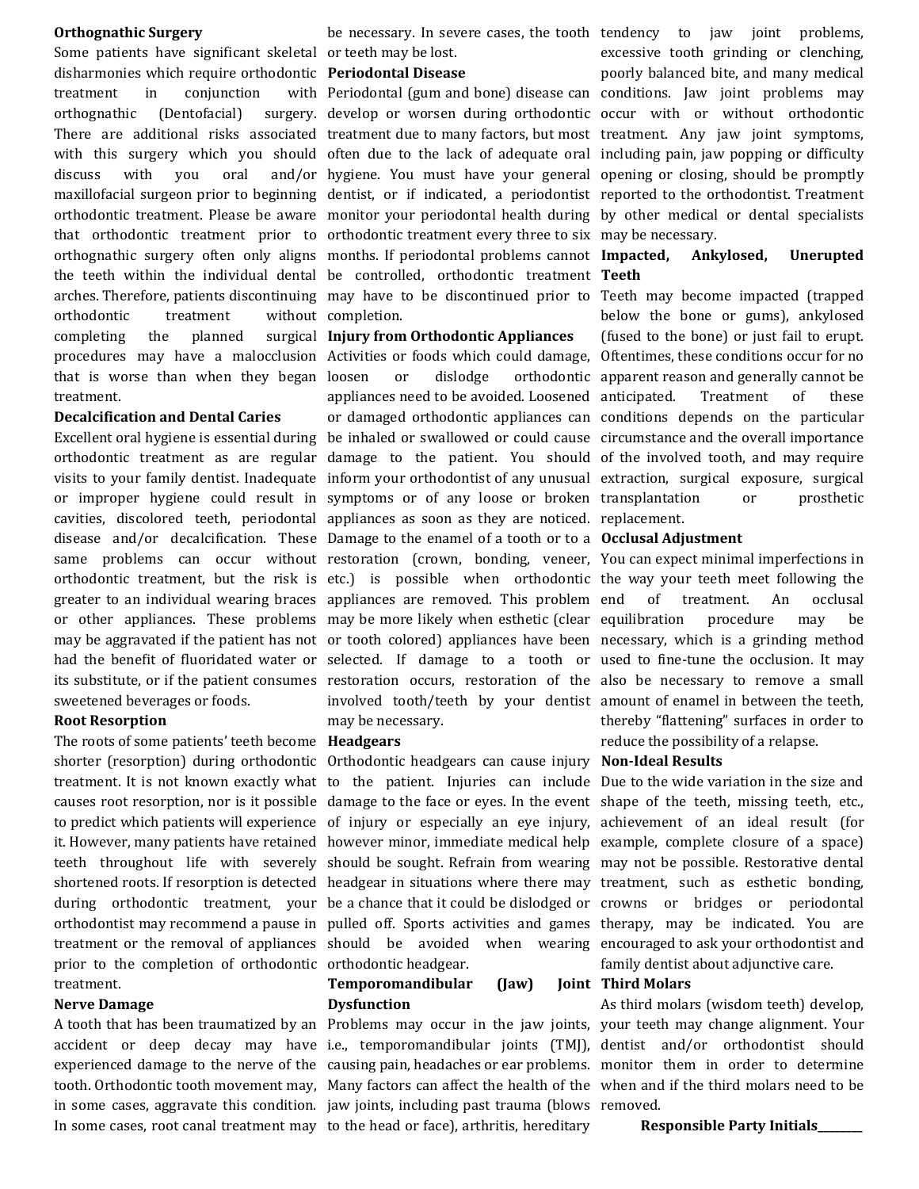**Orthognathic Surgery**

Some patients have significant skeletal disharmonies which require orthodontic treatment in conjunction with orthognathic (Dentofacial) surgery. There are additional risks associated with this surgery which you should discuss with you oral and/or maxillofacial surgeon prior to beginning orthodontic treatment. Please be aware that orthodontic treatment prior to orthognathic surgery often only aligns the teeth within the individual dental arches. Therefore, patients discontinuing orthodontic treatment without completing the planned surgical procedures may have a malocclusion that is worse than when they began treatment.

**Decalcification and Dental Caries**

Excellent oral hygiene is essential during orthodontic treatment as are regular visits to your family dentist. Inadequate or improper hygiene could result in cavities, discolored teeth, periodontal disease and/or decalcification. These same problems can occur without orthodontic treatment, but the risk is greater to an individual wearing braces or other appliances. These problems may be aggravated if the patient has not had the benefit of fluoridated water or its substitute, or if the patient consumes sweetened beverages or foods.

**Root Resorption**

The roots of some patients' teeth become shorter (resorption) during orthodontic treatment. It is not known exactly what causes root resorption, nor is it possible to predict which patients will experience it. However, many patients have retained teeth throughout life with severely shortened roots. If resorption is detected during orthodontic treatment, your orthodontist may recommend a pause in treatment or the removal of appliances prior to the completion of orthodontic treatment.

**Nerve Damage**

A tooth that has been traumatized by an accident or deep decay may have experienced damage to the nerve of the tooth. Orthodontic tooth movement may, in some cases, aggravate this condition. In some cases, root canal treatment may be necessary. In severe cases, the tooth or teeth may be lost.

**Periodontal Disease**

Periodontal (gum and bone) disease can develop or worsen during orthodontic treatment due to many factors, but most often due to the lack of adequate oral hygiene. You must have your general dentist, or if indicated, a periodontist monitor your periodontal health during orthodontic treatment every three to six months. If periodontal problems cannot be controlled, orthodontic treatment may have to be discontinued prior to completion.

**Injury from Orthodontic Appliances**

Activities or foods which could damage, loosen or dislodge orthodontic appliances need to be avoided. Loosened or damaged orthodontic appliances can be inhaled or swallowed or could cause damage to the patient. You should inform your orthodontist of any unusual symptoms or of any loose or broken appliances as soon as they are noticed. Damage to the enamel of a tooth or to a restoration (crown, bonding, veneer, etc.) is possible when orthodontic appliances are removed. This problem may be more likely when esthetic (clear or tooth colored) appliances have been selected. If damage to a tooth or restoration occurs, restoration of the involved tooth/teeth by your dentist may be necessary.

**Headgears**

Orthodontic headgears can cause injury to the patient. Injuries can include damage to the face or eyes. In the event of injury or especially an eye injury, however minor, immediate medical help should be sought. Refrain from wearing headgear in situations where there may be a chance that it could be dislodged or pulled off. Sports activities and games should be avoided when wearing orthodontic headgear.

**Temporomandibular (Jaw) Joint Dysfunction**

Problems may occur in the jaw joints, i.e., temporomandibular joints (TMJ), causing pain, headaches or ear problems. Many factors can affect the health of the jaw joints, including past trauma (blows to the head or face), arthritis, hereditary tendency to jaw joint problems, excessive tooth grinding or clenching, poorly balanced bite, and many medical conditions. Jaw joint problems may occur with or without orthodontic treatment. Any jaw joint symptoms, including pain, jaw popping or difficulty opening or closing, should be promptly reported to the orthodontist. Treatment by other medical or dental specialists may be necessary.

**Impacted, Ankylosed, Unerupted Teeth**

Teeth may become impacted (trapped below the bone or gums), ankylosed (fused to the bone) or just fail to erupt. Oftentimes, these conditions occur for no apparent reason and generally cannot be anticipated. Treatment of these conditions depends on the particular circumstance and the overall importance of the involved tooth, and may require extraction, surgical exposure, surgical transplantation or prosthetic replacement.

**Occlusal Adjustment**

You can expect minimal imperfections in the way your teeth meet following the end of treatment. An occlusal equilibration procedure may be necessary, which is a grinding method used to fine-tune the occlusion. It may also be necessary to remove a small amount of enamel in between the teeth, thereby "flattening" surfaces in order to reduce the possibility of a relapse.

**Non-Ideal Results**

Due to the wide variation in the size and shape of the teeth, missing teeth, etc., achievement of an ideal result (for example, complete closure of a space) may not be possible. Restorative dental treatment, such as esthetic bonding, crowns or bridges or periodontal therapy, may be indicated. You are encouraged to ask your orthodontist and family dentist about adjunctive care.

**Third Molars**

As third molars (wisdom teeth) develop, your teeth may change alignment. Your dentist and/or orthodontist should monitor them in order to determine when and if the third molars need to be removed.

**Responsible Party Initials________**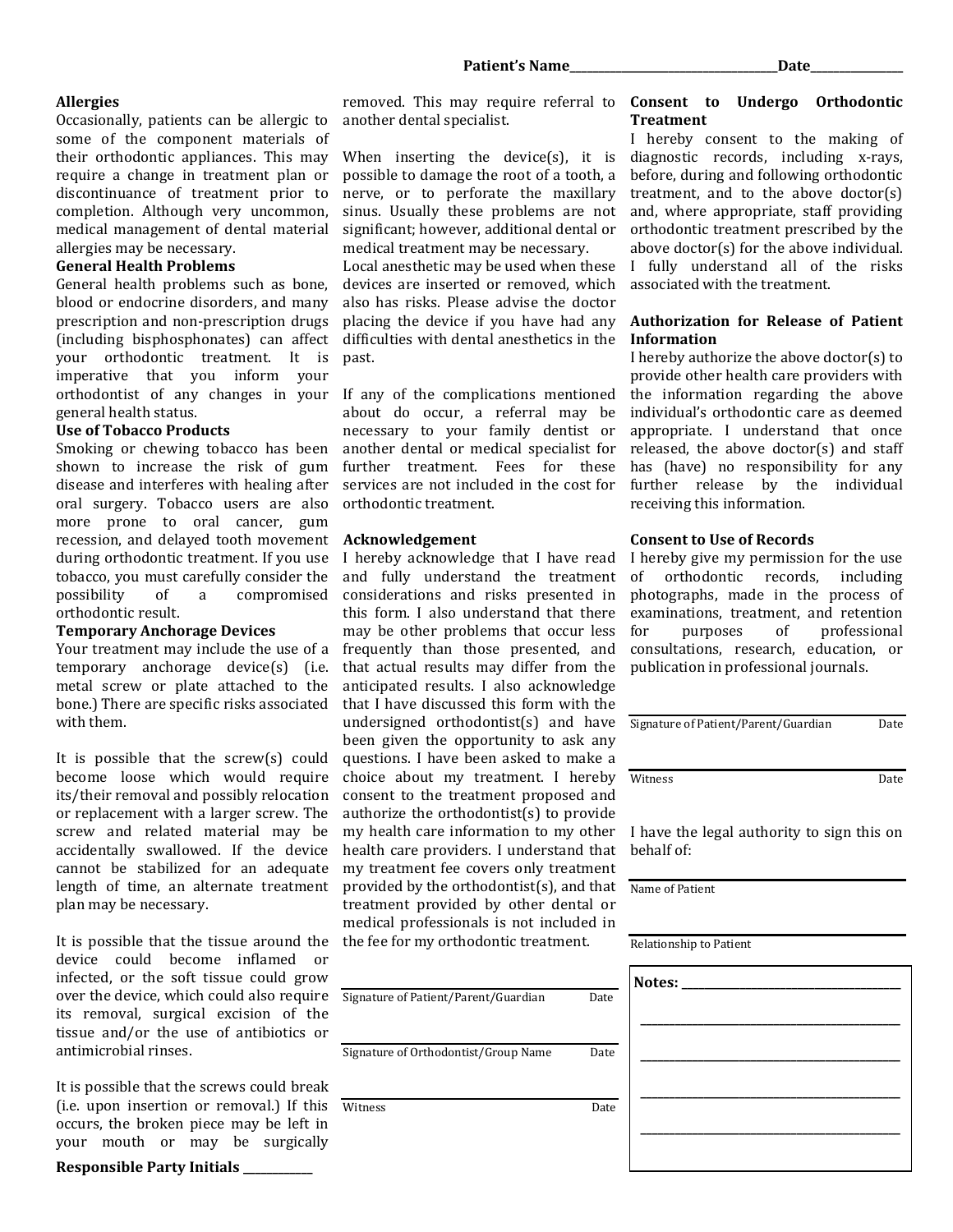Patient's Name__________________________________Date_______________

**Allergies**

Occasionally, patients can be allergic to some of the component materials of their orthodontic appliances. This may require a change in treatment plan or discontinuance of treatment prior to completion. Although very uncommon, medical management of dental material allergies may be necessary.

**General Health Problems**

General health problems such as bone, blood or endocrine disorders, and many prescription and non-prescription drugs (including bisphosphonates) can affect your orthodontic treatment. It is imperative that you inform your orthodontist of any changes in your general health status.

**Use of Tobacco Products**

Smoking or chewing tobacco has been shown to increase the risk of gum disease and interferes with healing after oral surgery. Tobacco users are also more prone to oral cancer, gum recession, and delayed tooth movement during orthodontic treatment. If you use tobacco, you must carefully consider the possibility of a compromised orthodontic result.

**Temporary Anchorage Devices**

Your treatment may include the use of a temporary anchorage device(s) (i.e. metal screw or plate attached to the bone.) There are specific risks associated with them.

It is possible that the screw(s) could become loose which would require its/their removal and possibly relocation or replacement with a larger screw. The screw and related material may be accidentally swallowed. If the device cannot be stabilized for an adequate length of time, an alternate treatment plan may be necessary.

It is possible that the tissue around the device could become inflamed or infected, or the soft tissue could grow over the device, which could also require its removal, surgical excision of the tissue and/or the use of antibiotics or antimicrobial rinses.

It is possible that the screws could break (i.e. upon insertion or removal.) If this occurs, the broken piece may be left in your mouth or may be surgically removed. This may require referral to another dental specialist.

When inserting the device(s), it is possible to damage the root of a tooth, a nerve, or to perforate the maxillary sinus. Usually these problems are not significant; however, additional dental or medical treatment may be necessary.

Local anesthetic may be used when these devices are inserted or removed, which also has risks. Please advise the doctor placing the device if you have had any difficulties with dental anesthetics in the past.

If any of the complications mentioned about do occur, a referral may be necessary to your family dentist or another dental or medical specialist for further treatment. Fees for these services are not included in the cost for orthodontic treatment.

**Responsible Party Initials ___________**

**Acknowledgement**

I hereby acknowledge that I have read and fully understand the treatment considerations and risks presented in this form. I also understand that there may be other problems that occur less frequently than those presented, and that actual results may differ from the anticipated results. I also acknowledge that I have discussed this form with the undersigned orthodontist(s) and have been given the opportunity to ask any questions. I have been asked to make a choice about my treatment. I hereby consent to the treatment proposed and authorize the orthodontist(s) to provide my health care information to my other health care providers. I understand that my treatment fee covers only treatment provided by the orthodontist(s), and that treatment provided by other dental or medical professionals is not included in the fee for my orthodontic treatment.

_______________________________________________
Signature of Patient/Parent/Guardian Date

_______________________________________________
Signature of Orthodontist/Group Name Date

_______________________________________________
Witness Date

**Consent to Undergo Orthodontic Treatment**

I hereby consent to the making of diagnostic records, including x-rays, before, during and following orthodontic treatment, and to the above doctor(s) and, where appropriate, staff providing orthodontic treatment prescribed by the above doctor(s) for the above individual. I fully understand all of the risks associated with the treatment.

**Authorization for Release of Patient Information**

I hereby authorize the above doctor(s) to provide other health care providers with the information regarding the above individual's orthodontic care as deemed appropriate. I understand that once released, the above doctor(s) and staff has (have) no responsibility for any further release by the individual receiving this information.

**Consent to Use of Records**

I hereby give my permission for the use of orthodontic records, including photographs, made in the process of examinations, treatment, and retention for purposes of professional consultations, research, education, or publication in professional journals.

_______________________________________________
Signature of Patient/Parent/Guardian Date

_______________________________________________
Witness Date

I have the legal authority to sign this on behalf of:

_______________________________________________
Name of Patient

_______________________________________________
Relationship to Patient

**Notes:** ___________________________________

_____________________________________________

_____________________________________________

_____________________________________________

_____________________________________________